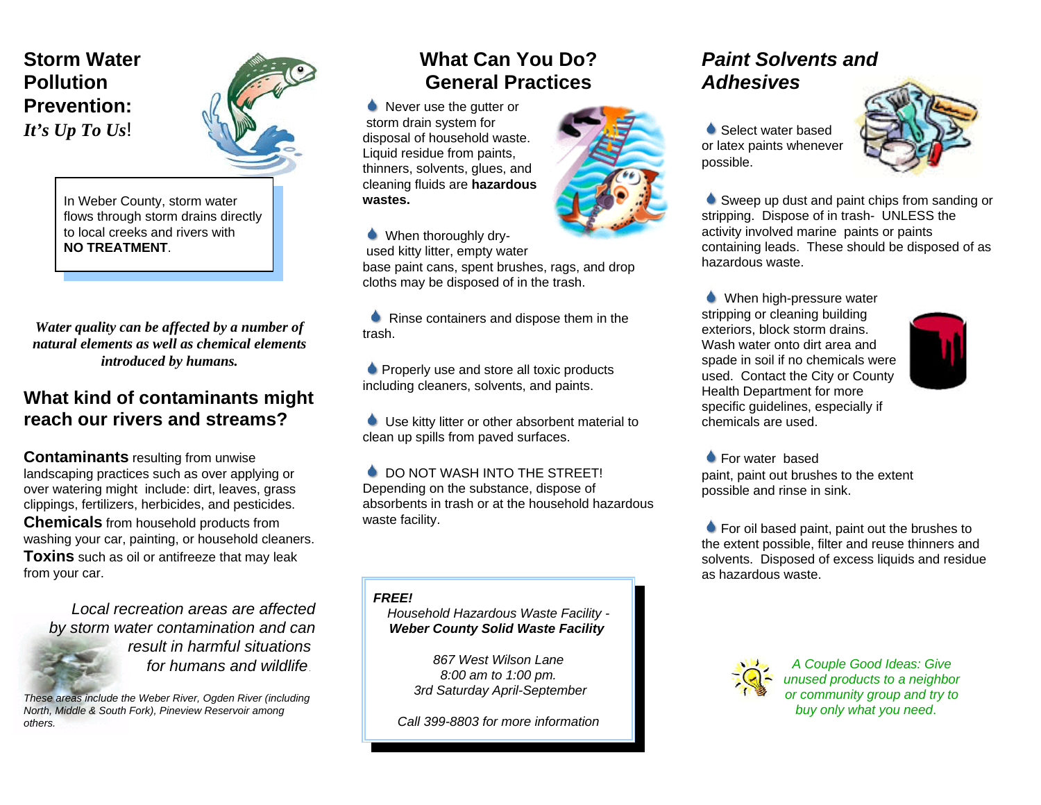## Storm Water Pollution Prevention:

***It's Up To Us!***

In Weber County, storm water flows through storm drains directly to local creeks and rivers with **NO TREATMENT**.

***Water quality can be affected by a number of natural elements as well as chemical elements introduced by humans.***

## What kind of contaminants might reach our rivers and streams?

**Contaminants** resulting from unwise landscaping practices such as over applying or over watering might include: dirt, leaves, grass clippings, fertilizers, herbicides, and pesticides.

**Chemicals** from household products from washing your car, painting, or household cleaners.

**Toxins** such as oil or antifreeze that may leak from your car.

*Local recreation areas are affected by storm water contamination and can result in harmful situations for humans and wildlife.*

*These areas include the Weber River, Ogden River (including North, Middle & South Fork), Pineview Reservoir among others.*

## What Can You Do? General Practices

- Never use the gutter or storm drain system for disposal of household waste. Liquid residue from paints, thinners, solvents, glues, and cleaning fluids are **hazardous wastes.**
- When thoroughly dry-used kitty litter, empty water base paint cans, spent brushes, rags, and drop cloths may be disposed of in the trash.
- Rinse containers and dispose them in the trash.
- Properly use and store all toxic products including cleaners, solvents, and paints.
- Use kitty litter or other absorbent material to clean up spills from paved surfaces.
- DO NOT WASH INTO THE STREET! Depending on the substance, dispose of absorbents in trash or at the household hazardous waste facility.

***FREE!***

*Household Hazardous Waste Facility -*
***Weber County Solid Waste Facility***

*867 West Wilson Lane*
*8:00 am to 1:00 pm.*
*3rd Saturday April-September*

*Call 399-8803 for more information*

## *Paint Solvents and Adhesives*

- Select water based or latex paints whenever possible.
- Sweep up dust and paint chips from sanding or stripping. Dispose of in trash- UNLESS the activity involved marine paints or paints containing leads. These should be disposed of as hazardous waste.
- When high-pressure water stripping or cleaning building exteriors, block storm drains. Wash water onto dirt area and spade in soil if no chemicals were used. Contact the City or County Health Department for more specific guidelines, especially if chemicals are used.
- For water based paint, paint out brushes to the extent possible and rinse in sink.
- For oil based paint, paint out the brushes to the extent possible, filter and reuse thinners and solvents. Disposed of excess liquids and residue as hazardous waste.

*A Couple Good Ideas: Give unused products to a neighbor or community group and try to buy only what you need.*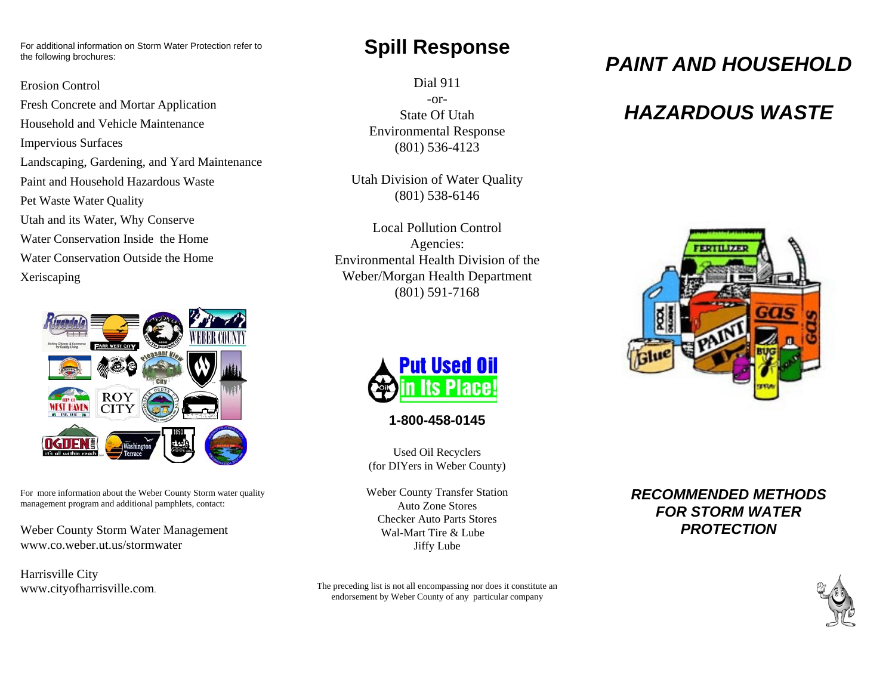For additional information on Storm Water Protection refer to the following brochures:

Erosion Control
Fresh Concrete and Mortar Application
Household and Vehicle Maintenance
Impervious Surfaces
Landscaping, Gardening, and Yard Maintenance
Paint and Household Hazardous Waste
Pet Waste Water Quality
Utah and its Water, Why Conserve
Water Conservation Inside the Home
Water Conservation Outside the Home
Xeriscaping

For more information about the Weber County Storm water quality management program and additional pamphlets, contact:

Weber County Storm Water Management
www.co.weber.ut.us/stormwater

Harrisville City
www.cityofharrisville.com.

## Spill Response

Dial 911
-or-
State Of Utah
Environmental Response
(801) 536-4123

Utah Division of Water Quality
(801) 538-6146

Local Pollution Control Agencies:
Environmental Health Division of the Weber/Morgan Health Department
(801) 591-7168

Put Used Oil in Its Place!

**1-800-458-0145**

Used Oil Recyclers
(for DIYers in Weber County)

Weber County Transfer Station
Auto Zone Stores
Checker Auto Parts Stores
Wal-Mart Tire & Lube
Jiffy Lube

The preceding list is not all encompassing nor does it constitute an endorsement by Weber County of any particular company

# *PAINT AND HOUSEHOLD HAZARDOUS WASTE*

***RECOMMENDED METHODS FOR STORM WATER PROTECTION***